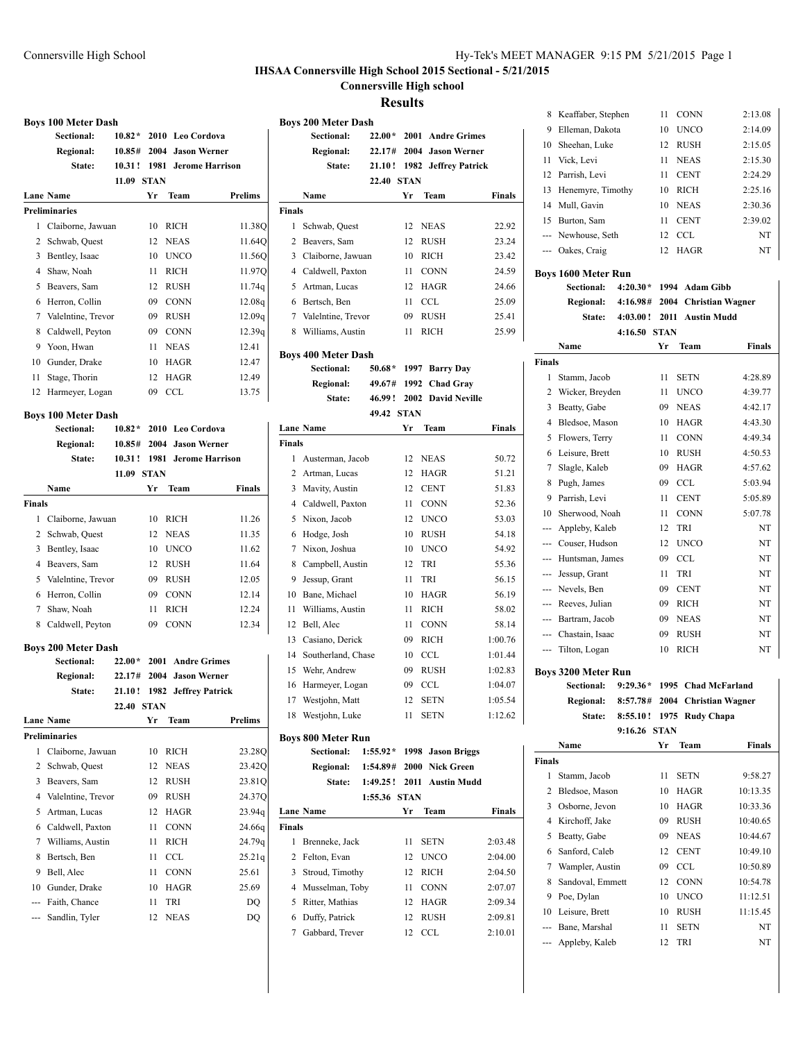# IHSAA Connersville High School 2015 Sectional - 5/21/2015

## Connersville High school

## Results

### Boys 100 Meter Dash

| | | | |
|---|---|---|---|
| Sectional: | 10.82 * | 2010 | Leo Cordova |
| Regional: | 10.85 # | 2004 | Jason Werner |
| State: | 10.31 ! | 1981 | Jerome Harrison |
| | 11.09 | STAN | |

| Lane | Name | Yr | Team | Prelims |
|---|---|---|---|---|
| **Preliminaries** | | | | |
| 1 | Claiborne, Jawuan | 10 | RICH | 11.38Q |
| 2 | Schwab, Quest | 12 | NEAS | 11.64Q |
| 3 | Bentley, Isaac | 10 | UNCO | 11.56Q |
| 4 | Shaw, Noah | 11 | RICH | 11.97Q |
| 5 | Beavers, Sam | 12 | RUSH | 11.74q |
| 6 | Herron, Collin | 09 | CONN | 12.08q |
| 7 | Valelntine, Trevor | 09 | RUSH | 12.09q |
| 8 | Caldwell, Peyton | 09 | CONN | 12.39q |
| 9 | Yoon, Hwan | 11 | NEAS | 12.41 |
| 10 | Gunder, Drake | 10 | HAGR | 12.47 |
| 11 | Stage, Thorin | 12 | HAGR | 12.49 |
| 12 | Harmeyer, Logan | 09 | CCL | 13.75 |

### Boys 100 Meter Dash

| | | | |
|---|---|---|---|
| Sectional: | 10.82 * | 2010 | Leo Cordova |
| Regional: | 10.85 # | 2004 | Jason Werner |
| State: | 10.31 ! | 1981 | Jerome Harrison |
| | 11.09 | STAN | |

| | Name | Yr | Team | Finals |
|---|---|---|---|---|
| **Finals** | | | | |
| 1 | Claiborne, Jawuan | 10 | RICH | 11.26 |
| 2 | Schwab, Quest | 12 | NEAS | 11.35 |
| 3 | Bentley, Isaac | 10 | UNCO | 11.62 |
| 4 | Beavers, Sam | 12 | RUSH | 11.64 |
| 5 | Valelntine, Trevor | 09 | RUSH | 12.05 |
| 6 | Herron, Collin | 09 | CONN | 12.14 |
| 7 | Shaw, Noah | 11 | RICH | 12.24 |
| 8 | Caldwell, Peyton | 09 | CONN | 12.34 |

### Boys 200 Meter Dash

| | | | |
|---|---|---|---|
| Sectional: | 22.00 * | 2001 | Andre Grimes |
| Regional: | 22.17 # | 2004 | Jason Werner |
| State: | 21.10 ! | 1982 | Jeffrey Patrick |
| | 22.40 | STAN | |

| Lane | Name | Yr | Team | Prelims |
|---|---|---|---|---|
| **Preliminaries** | | | | |
| 1 | Claiborne, Jawuan | 10 | RICH | 23.28Q |
| 2 | Schwab, Quest | 12 | NEAS | 23.42Q |
| 3 | Beavers, Sam | 12 | RUSH | 23.81Q |
| 4 | Valelntine, Trevor | 09 | RUSH | 24.37Q |
| 5 | Artman, Lucas | 12 | HAGR | 23.94q |
| 6 | Caldwell, Paxton | 11 | CONN | 24.66q |
| 7 | Williams, Austin | 11 | RICH | 24.79q |
| 8 | Bertsch, Ben | 11 | CCL | 25.21q |
| 9 | Bell, Alec | 11 | CONN | 25.61 |
| 10 | Gunder, Drake | 10 | HAGR | 25.69 |
| --- | Faith, Chance | 11 | TRI | DQ |
| --- | Sandlin, Tyler | 12 | NEAS | DQ |

### Boys 200 Meter Dash

| | | | |
|---|---|---|---|
| Sectional: | 22.00 * | 2001 | Andre Grimes |
| Regional: | 22.17 # | 2004 | Jason Werner |
| State: | 21.10 ! | 1982 | Jeffrey Patrick |
| | 22.40 | STAN | |

| | Name | Yr | Team | Finals |
|---|---|---|---|---|
| **Finals** | | | | |
| 1 | Schwab, Quest | 12 | NEAS | 22.92 |
| 2 | Beavers, Sam | 12 | RUSH | 23.24 |
| 3 | Claiborne, Jawuan | 10 | RICH | 23.42 |
| 4 | Caldwell, Paxton | 11 | CONN | 24.59 |
| 5 | Artman, Lucas | 12 | HAGR | 24.66 |
| 6 | Bertsch, Ben | 11 | CCL | 25.09 |
| 7 | Valelntine, Trevor | 09 | RUSH | 25.41 |
| 8 | Williams, Austin | 11 | RICH | 25.99 |

### Boys 400 Meter Dash

| | | | |
|---|---|---|---|
| Sectional: | 50.68 * | 1997 | Barry Day |
| Regional: | 49.67 # | 1992 | Chad Gray |
| State: | 46.99 ! | 2002 | David Neville |
| | 49.42 | STAN | |

| Lane | Name | Yr | Team | Finals |
|---|---|---|---|---|
| **Finals** | | | | |
| 1 | Austerman, Jacob | 12 | NEAS | 50.72 |
| 2 | Artman, Lucas | 12 | HAGR | 51.21 |
| 3 | Mavity, Austin | 12 | CENT | 51.83 |
| 4 | Caldwell, Paxton | 11 | CONN | 52.36 |
| 5 | Nixon, Jacob | 12 | UNCO | 53.03 |
| 6 | Hodge, Josh | 10 | RUSH | 54.18 |
| 7 | Nixon, Joshua | 10 | UNCO | 54.92 |
| 8 | Campbell, Austin | 12 | TRI | 55.36 |
| 9 | Jessup, Grant | 11 | TRI | 56.15 |
| 10 | Bane, Michael | 10 | HAGR | 56.19 |
| 11 | Williams, Austin | 11 | RICH | 58.02 |
| 12 | Bell, Alec | 11 | CONN | 58.14 |
| 13 | Casiano, Derick | 09 | RICH | 1:00.76 |
| 14 | Southerland, Chase | 10 | CCL | 1:01.44 |
| 15 | Wehr, Andrew | 09 | RUSH | 1:02.83 |
| 16 | Harmeyer, Logan | 09 | CCL | 1:04.07 |
| 17 | Westjohn, Matt | 12 | SETN | 1:05.54 |
| 18 | Westjohn, Luke | 11 | SETN | 1:12.62 |

### Boys 800 Meter Run

| | | | |
|---|---|---|---|
| Sectional: | 1:55.92 * | 1998 | Jason Briggs |
| Regional: | 1:54.89 # | 2000 | Nick Green |
| State: | 1:49.25 ! | 2011 | Austin Mudd |
| | 1:55.36 | STAN | |

| Lane | Name | Yr | Team | Finals |
|---|---|---|---|---|
| **Finals** | | | | |
| 1 | Brenneke, Jack | 11 | SETN | 2:03.48 |
| 2 | Felton, Evan | 12 | UNCO | 2:04.00 |
| 3 | Stroud, Timothy | 12 | RICH | 2:04.50 |
| 4 | Musselman, Toby | 11 | CONN | 2:07.07 |
| 5 | Ritter, Mathias | 12 | HAGR | 2:09.34 |
| 6 | Duffy, Patrick | 12 | RUSH | 2:09.81 |
| 7 | Gabbard, Trever | 12 | CCL | 2:10.01 |
| 8 | Keaffaber, Stephen | 11 | CONN | 2:13.08 |
| 9 | Elleman, Dakota | 10 | UNCO | 2:14.09 |
| 10 | Sheehan, Luke | 12 | RUSH | 2:15.05 |
| 11 | Vick, Levi | 11 | NEAS | 2:15.30 |
| 12 | Parrish, Levi | 11 | CENT | 2:24.29 |
| 13 | Henemyre, Timothy | 10 | RICH | 2:25.16 |
| 14 | Mull, Gavin | 10 | NEAS | 2:30.36 |
| 15 | Burton, Sam | 11 | CENT | 2:39.02 |
| --- | Newhouse, Seth | 12 | CCL | NT |
| --- | Oakes, Craig | 12 | HAGR | NT |

### Boys 1600 Meter Run

| | | | |
|---|---|---|---|
| Sectional: | 4:20.30 * | 1994 | Adam Gibb |
| Regional: | 4:16.98 # | 2004 | Christian Wagner |
| State: | 4:03.00 ! | 2011 | Austin Mudd |
| | 4:16.50 | STAN | |

| | Name | Yr | Team | Finals |
|---|---|---|---|---|
| **Finals** | | | | |
| 1 | Stamm, Jacob | 11 | SETN | 4:28.89 |
| 2 | Wicker, Breyden | 11 | UNCO | 4:39.77 |
| 3 | Beatty, Gabe | 09 | NEAS | 4:42.17 |
| 4 | Bledsoe, Mason | 10 | HAGR | 4:43.30 |
| 5 | Flowers, Terry | 11 | CONN | 4:49.34 |
| 6 | Leisure, Brett | 10 | RUSH | 4:50.53 |
| 7 | Slagle, Kaleb | 09 | HAGR | 4:57.62 |
| 8 | Pugh, James | 09 | CCL | 5:03.94 |
| 9 | Parrish, Levi | 11 | CENT | 5:05.89 |
| 10 | Sherwood, Noah | 11 | CONN | 5:07.78 |
| --- | Appleby, Kaleb | 12 | TRI | NT |
| --- | Couser, Hudson | 12 | UNCO | NT |
| --- | Huntsman, James | 09 | CCL | NT |
| --- | Jessup, Grant | 11 | TRI | NT |
| --- | Nevels, Ben | 09 | CENT | NT |
| --- | Reeves, Julian | 09 | RICH | NT |
| --- | Bartram, Jacob | 09 | NEAS | NT |
| --- | Chastain, Isaac | 09 | RUSH | NT |
| --- | Tilton, Logan | 10 | RICH | NT |

### Boys 3200 Meter Run

| | | | |
|---|---|---|---|
| Sectional: | 9:29.36 * | 1995 | Chad McFarland |
| Regional: | 8:57.78 # | 2004 | Christian Wagner |
| State: | 8:55.10 ! | 1975 | Rudy Chapa |
| | 9:16.26 | STAN | |

| | Name | Yr | Team | Finals |
|---|---|---|---|---|
| **Finals** | | | | |
| 1 | Stamm, Jacob | 11 | SETN | 9:58.27 |
| 2 | Bledsoe, Mason | 10 | HAGR | 10:13.35 |
| 3 | Osborne, Jevon | 10 | HAGR | 10:33.36 |
| 4 | Kirchoff, Jake | 09 | RUSH | 10:40.65 |
| 5 | Beatty, Gabe | 09 | NEAS | 10:44.67 |
| 6 | Sanford, Caleb | 12 | CENT | 10:49.10 |
| 7 | Wampler, Austin | 09 | CCL | 10:50.89 |
| 8 | Sandoval, Emmett | 12 | CONN | 10:54.78 |
| 9 | Poe, Dylan | 10 | UNCO | 11:12.51 |
| 10 | Leisure, Brett | 10 | RUSH | 11:15.45 |
| --- | Bane, Marshal | 11 | SETN | NT |
| --- | Appleby, Kaleb | 12 | TRI | NT |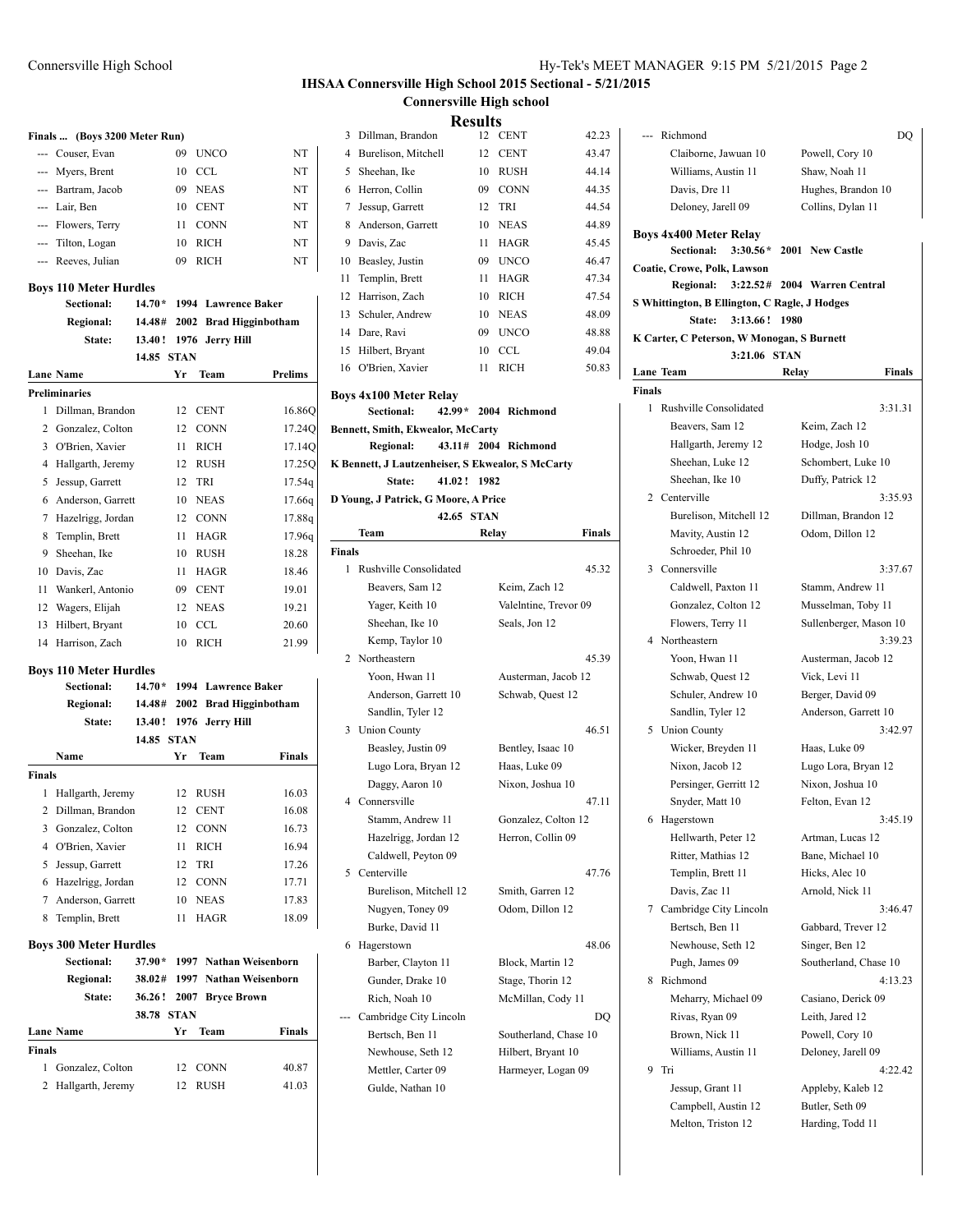# IHSAA Connersville High School 2015 Sectional - 5/21/2015

## Connersville High school

## Results

### Finals ... (Boys 3200 Meter Run)

| Place | Name | Yr | Team | Finals |
|---|---|---|---|---|
| --- | Couser, Evan | 09 | UNCO | NT |
| --- | Myers, Brent | 10 | CCL | NT |
| --- | Bartram, Jacob | 09 | NEAS | NT |
| --- | Lair, Ben | 10 | CENT | NT |
| --- | Flowers, Terry | 11 | CONN | NT |
| --- | Tilton, Logan | 10 | RICH | NT |
| --- | Reeves, Julian | 09 | RICH | NT |

### Boys 110 Meter Hurdles

**Sectional:** 14.70* 1994 Lawrence Baker
**Regional:** 14.48# 2002 Brad Higginbotham
**State:** 13.40! 1976 Jerry Hill
14.85 STAN

| Lane | Name | Yr | Team | Prelims |
|---|---|---|---|---|
| **Preliminaries** | | | | |
| 1 | Dillman, Brandon | 12 | CENT | 16.86Q |
| 2 | Gonzalez, Colton | 12 | CONN | 17.24Q |
| 3 | O'Brien, Xavier | 11 | RICH | 17.14Q |
| 4 | Hallgarth, Jeremy | 12 | RUSH | 17.25Q |
| 5 | Jessup, Garrett | 12 | TRI | 17.54q |
| 6 | Anderson, Garrett | 10 | NEAS | 17.66q |
| 7 | Hazelrigg, Jordan | 12 | CONN | 17.88q |
| 8 | Templin, Brett | 11 | HAGR | 17.96q |
| 9 | Sheehan, Ike | 10 | RUSH | 18.28 |
| 10 | Davis, Zac | 11 | HAGR | 18.46 |
| 11 | Wankerl, Antonio | 09 | CENT | 19.01 |
| 12 | Wagers, Elijah | 12 | NEAS | 19.21 |
| 13 | Hilbert, Bryant | 10 | CCL | 20.60 |
| 14 | Harrison, Zach | 10 | RICH | 21.99 |

### Boys 110 Meter Hurdles

**Sectional:** 14.70* 1994 Lawrence Baker
**Regional:** 14.48# 2002 Brad Higginbotham
**State:** 13.40! 1976 Jerry Hill
14.85 STAN

| | Name | Yr | Team | Finals |
|---|---|---|---|---|
| **Finals** | | | | |
| 1 | Hallgarth, Jeremy | 12 | RUSH | 16.03 |
| 2 | Dillman, Brandon | 12 | CENT | 16.08 |
| 3 | Gonzalez, Colton | 12 | CONN | 16.73 |
| 4 | O'Brien, Xavier | 11 | RICH | 16.94 |
| 5 | Jessup, Garrett | 12 | TRI | 17.26 |
| 6 | Hazelrigg, Jordan | 12 | CONN | 17.71 |
| 7 | Anderson, Garrett | 10 | NEAS | 17.83 |
| 8 | Templin, Brett | 11 | HAGR | 18.09 |

### Boys 300 Meter Hurdles

**Sectional:** 37.90* 1997 Nathan Weisenborn
**Regional:** 38.02# 1997 Nathan Weisenborn
**State:** 36.26! 2007 Bryce Brown
38.78 STAN

| Lane | Name | Yr | Team | Finals |
|---|---|---|---|---|
| **Finals** | | | | |
| 1 | Gonzalez, Colton | 12 | CONN | 40.87 |
| 2 | Hallgarth, Jeremy | 12 | RUSH | 41.03 |
| 3 | Dillman, Brandon | 12 | CENT | 42.23 |
| 4 | Burelison, Mitchell | 12 | CENT | 43.47 |
| 5 | Sheehan, Ike | 10 | RUSH | 44.14 |
| 6 | Herron, Collin | 09 | CONN | 44.35 |
| 7 | Jessup, Garrett | 12 | TRI | 44.54 |
| 8 | Anderson, Garrett | 10 | NEAS | 44.89 |
| 9 | Davis, Zac | 11 | HAGR | 45.45 |
| 10 | Beasley, Justin | 09 | UNCO | 46.47 |
| 11 | Templin, Brett | 11 | HAGR | 47.34 |
| 12 | Harrison, Zach | 10 | RICH | 47.54 |
| 13 | Schuler, Andrew | 10 | NEAS | 48.09 |
| 14 | Dare, Ravi | 09 | UNCO | 48.88 |
| 15 | Hilbert, Bryant | 10 | CCL | 49.04 |
| 16 | O'Brien, Xavier | 11 | RICH | 50.83 |

### Boys 4x100 Meter Relay

**Sectional:** 42.99* 2004 Richmond
Bennett, Smith, Ekwealor, McCarty
**Regional:** 43.11# 2004 Richmond
K Bennett, J Lautzenheiser, S Ekwealor, S McCarty
**State:** 41.02! 1982
D Young, J Patrick, G Moore, A Price
42.65 STAN

| | Team | Relay | Finals |
|---|---|---|---|
| **Finals** | | | |
| 1 | Rushville Consolidated | | 45.32 |
| | Beavers, Sam 12 | Keim, Zach 12 | |
| | Yager, Keith 10 | Valelntine, Trevor 09 | |
| | Sheehan, Ike 10 | Seals, Jon 12 | |
| | Kemp, Taylor 10 | | |
| 2 | Northeastern | | 45.39 |
| | Yoon, Hwan 11 | Austerman, Jacob 12 | |
| | Anderson, Garrett 10 | Schwab, Quest 12 | |
| | Sandlin, Tyler 12 | | |
| 3 | Union County | | 46.51 |
| | Beasley, Justin 09 | Bentley, Isaac 10 | |
| | Lugo Lora, Bryan 12 | Haas, Luke 09 | |
| | Daggy, Aaron 10 | Nixon, Joshua 10 | |
| 4 | Connersville | | 47.11 |
| | Stamm, Andrew 11 | Gonzalez, Colton 12 | |
| | Hazelrigg, Jordan 12 | Herron, Collin 09 | |
| | Caldwell, Peyton 09 | | |
| 5 | Centerville | | 47.76 |
| | Burelison, Mitchell 12 | Smith, Garren 12 | |
| | Nugyen, Toney 09 | Odom, Dillon 12 | |
| | Burke, David 11 | | |
| 6 | Hagerstown | | 48.06 |
| | Barber, Clayton 11 | Block, Martin 12 | |
| | Gunder, Drake 10 | Stage, Thorin 12 | |
| | Rich, Noah 10 | McMillan, Cody 11 | |
| --- | Cambridge City Lincoln | | DQ |
| | Bertsch, Ben 11 | Southerland, Chase 10 | |
| | Newhouse, Seth 12 | Hilbert, Bryant 10 | |
| | Mettler, Carter 09 | Harmeyer, Logan 09 | |
| | Gulde, Nathan 10 | | |
| --- | Richmond | | DQ |
| | Claiborne, Jawuan 10 | Powell, Cory 10 | |
| | Williams, Austin 11 | Shaw, Noah 11 | |
| | Davis, Dre 11 | Hughes, Brandon 10 | |
| | Deloney, Jarell 09 | Collins, Dylan 11 | |

### Boys 4x400 Meter Relay

**Sectional:** 3:30.56* 2001 New Castle
Coatie, Crowe, Polk, Lawson
**Regional:** 3:22.52# 2004 Warren Central
S Whittington, B Ellington, C Ragle, J Hodges
**State:** 3:13.66! 1980
K Carter, C Peterson, W Monogan, S Burnett
3:21.06 STAN

| Lane | Team | Relay | Finals |
|---|---|---|---|
| **Finals** | | | |
| 1 | Rushville Consolidated | | 3:31.31 |
| | Beavers, Sam 12 | Keim, Zach 12 | |
| | Hallgarth, Jeremy 12 | Hodge, Josh 10 | |
| | Sheehan, Luke 12 | Schombert, Luke 10 | |
| | Sheehan, Ike 10 | Duffy, Patrick 12 | |
| 2 | Centerville | | 3:35.93 |
| | Burelison, Mitchell 12 | Dillman, Brandon 12 | |
| | Mavity, Austin 12 | Odom, Dillon 12 | |
| | Schroeder, Phil 10 | | |
| 3 | Connersville | | 3:37.67 |
| | Caldwell, Paxton 11 | Stamm, Andrew 11 | |
| | Gonzalez, Colton 12 | Musselman, Toby 11 | |
| | Flowers, Terry 11 | Sullenberger, Mason 10 | |
| 4 | Northeastern | | 3:39.23 |
| | Yoon, Hwan 11 | Austerman, Jacob 12 | |
| | Schwab, Quest 12 | Vick, Levi 11 | |
| | Schuler, Andrew 10 | Berger, David 09 | |
| | Sandlin, Tyler 12 | Anderson, Garrett 10 | |
| 5 | Union County | | 3:42.97 |
| | Wicker, Breyden 11 | Haas, Luke 09 | |
| | Nixon, Jacob 12 | Lugo Lora, Bryan 12 | |
| | Persinger, Gerritt 12 | Nixon, Joshua 10 | |
| | Snyder, Matt 10 | Felton, Evan 12 | |
| 6 | Hagerstown | | 3:45.19 |
| | Hellwarth, Peter 12 | Artman, Lucas 12 | |
| | Ritter, Mathias 12 | Bane, Michael 10 | |
| | Templin, Brett 11 | Hicks, Alec 10 | |
| | Davis, Zac 11 | Arnold, Nick 11 | |
| 7 | Cambridge City Lincoln | | 3:46.47 |
| | Bertsch, Ben 11 | Gabbard, Trever 12 | |
| | Newhouse, Seth 12 | Singer, Ben 12 | |
| | Pugh, James 09 | Southerland, Chase 10 | |
| 8 | Richmond | | 4:13.23 |
| | Meharry, Michael 09 | Casiano, Derick 09 | |
| | Rivas, Ryan 09 | Leith, Jared 12 | |
| | Brown, Nick 11 | Powell, Cory 10 | |
| | Williams, Austin 11 | Deloney, Jarell 09 | |
| 9 | Tri | | 4:22.42 |
| | Jessup, Grant 11 | Appleby, Kaleb 12 | |
| | Campbell, Austin 12 | Butler, Seth 09 | |
| | Melton, Triston 12 | Harding, Todd 11 | |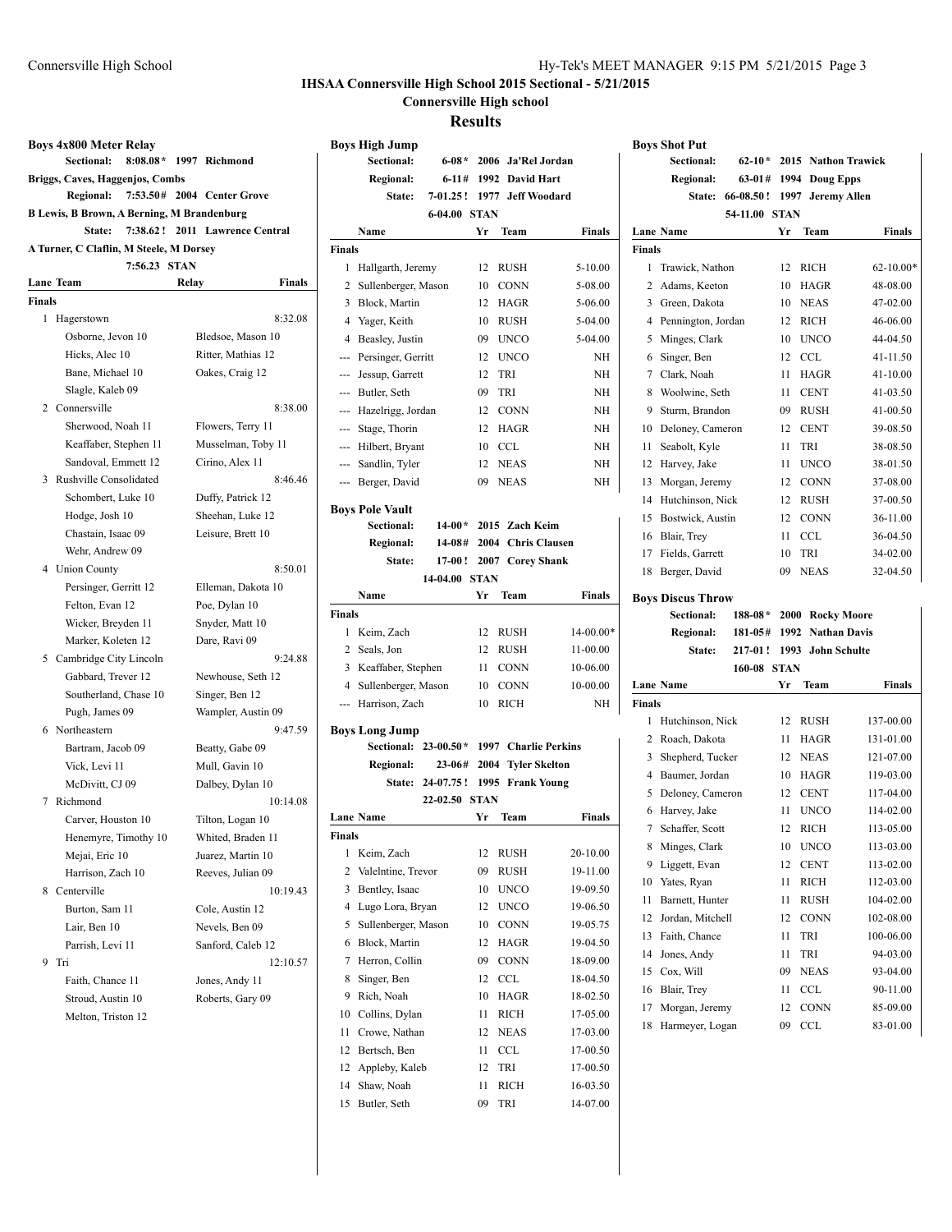# IHSAA Connersville High School 2015 Sectional - 5/21/2015

**Connersville High school**

## Results

### Boys 4x800 Meter Relay

Sectional: 8:08.08* 1997 Richmond
Briggs, Caves, Haggenjos, Combs
Regional: 7:53.50# 2004 Center Grove
B Lewis, B Brown, A Berning, M Brandenburg
State: 7:38.62 ! 2011 Lawrence Central
A Turner, C Claflin, M Steele, M Dorsey
7:56.23 STAN

| Lane | Team | Relay | Finals |
|---|---|---|---|
| **Finals** | | | |
| 1 | Hagerstown | | 8:32.08 |
| | Osborne, Jevon 10 | Bledsoe, Mason 10 | |
| | Hicks, Alec 10 | Ritter, Mathias 12 | |
| | Bane, Michael 10 | Oakes, Craig 12 | |
| | Slagle, Kaleb 09 | | |
| 2 | Connersville | | 8:38.00 |
| | Sherwood, Noah 11 | Flowers, Terry 11 | |
| | Keaffaber, Stephen 11 | Musselman, Toby 11 | |
| | Sandoval, Emmett 12 | Cirino, Alex 11 | |
| 3 | Rushville Consolidated | | 8:46.46 |
| | Schombert, Luke 10 | Duffy, Patrick 12 | |
| | Hodge, Josh 10 | Sheehan, Luke 12 | |
| | Chastain, Isaac 09 | Leisure, Brett 10 | |
| | Wehr, Andrew 09 | | |
| 4 | Union County | | 8:50.01 |
| | Persinger, Gerritt 12 | Elleman, Dakota 10 | |
| | Felton, Evan 12 | Poe, Dylan 10 | |
| | Wicker, Breyden 11 | Snyder, Matt 10 | |
| | Marker, Koleten 12 | Dare, Ravi 09 | |
| 5 | Cambridge City Lincoln | | 9:24.88 |
| | Gabbard, Trever 12 | Newhouse, Seth 12 | |
| | Southerland, Chase 10 | Singer, Ben 12 | |
| | Pugh, James 09 | Wampler, Austin 09 | |
| 6 | Northeastern | | 9:47.59 |
| | Bartram, Jacob 09 | Beatty, Gabe 09 | |
| | Vick, Levi 11 | Mull, Gavin 10 | |
| | McDivitt, CJ 09 | Dalbey, Dylan 10 | |
| 7 | Richmond | | 10:14.08 |
| | Carver, Houston 10 | Tilton, Logan 10 | |
| | Henemyre, Timothy 10 | Whited, Braden 11 | |
| | Mejai, Eric 10 | Juarez, Martin 10 | |
| | Harrison, Zach 10 | Reeves, Julian 09 | |
| 8 | Centerville | | 10:19.43 |
| | Burton, Sam 11 | Cole, Austin 12 | |
| | Lair, Ben 10 | Nevels, Ben 09 | |
| | Parrish, Levi 11 | Sanford, Caleb 12 | |
| 9 | Tri | | 12:10.57 |
| | Faith, Chance 11 | Jones, Andy 11 | |
| | Stroud, Austin 10 | Roberts, Gary 09 | |
| | Melton, Triston 12 | | |

### Boys High Jump

Sectional: 6-08* 2006 Ja'Rel Jordan
Regional: 6-11# 1992 David Hart
State: 7-01.25 ! 1977 Jeff Woodard
6-04.00 STAN

| | Name | Yr | Team | Finals |
|---|---|---|---|---|
| **Finals** | | | | |
| 1 | Hallgarth, Jeremy | 12 | RUSH | 5-10.00 |
| 2 | Sullenberger, Mason | 10 | CONN | 5-08.00 |
| 3 | Block, Martin | 12 | HAGR | 5-06.00 |
| 4 | Yager, Keith | 10 | RUSH | 5-04.00 |
| 4 | Beasley, Justin | 09 | UNCO | 5-04.00 |
| --- | Persinger, Gerritt | 12 | UNCO | NH |
| --- | Jessup, Garrett | 12 | TRI | NH |
| --- | Butler, Seth | 09 | TRI | NH |
| --- | Hazelrigg, Jordan | 12 | CONN | NH |
| --- | Stage, Thorin | 12 | HAGR | NH |
| --- | Hilbert, Bryant | 10 | CCL | NH |
| --- | Sandlin, Tyler | 12 | NEAS | NH |
| --- | Berger, David | 09 | NEAS | NH |

### Boys Pole Vault

Sectional: 14-00* 2015 Zach Keim
Regional: 14-08# 2004 Chris Clausen
State: 17-00 ! 2007 Corey Shank
14-04.00 STAN

| | Name | Yr | Team | Finals |
|---|---|---|---|---|
| **Finals** | | | | |
| 1 | Keim, Zach | 12 | RUSH | 14-00.00* |
| 2 | Seals, Jon | 12 | RUSH | 11-00.00 |
| 3 | Keaffaber, Stephen | 11 | CONN | 10-06.00 |
| 4 | Sullenberger, Mason | 10 | CONN | 10-00.00 |
| --- | Harrison, Zach | 10 | RICH | NH |

### Boys Long Jump

Sectional: 23-00.50* 1997 Charlie Perkins
Regional: 23-06# 2004 Tyler Skelton
State: 24-07.75 ! 1995 Frank Young
22-02.50 STAN

| Lane | Name | Yr | Team | Finals |
|---|---|---|---|---|
| **Finals** | | | | |
| 1 | Keim, Zach | 12 | RUSH | 20-10.00 |
| 2 | Valelntine, Trevor | 09 | RUSH | 19-11.00 |
| 3 | Bentley, Isaac | 10 | UNCO | 19-09.50 |
| 4 | Lugo Lora, Bryan | 12 | UNCO | 19-06.50 |
| 5 | Sullenberger, Mason | 10 | CONN | 19-05.75 |
| 6 | Block, Martin | 12 | HAGR | 19-04.50 |
| 7 | Herron, Collin | 09 | CONN | 18-09.00 |
| 8 | Singer, Ben | 12 | CCL | 18-04.50 |
| 9 | Rich, Noah | 10 | HAGR | 18-02.50 |
| 10 | Collins, Dylan | 11 | RICH | 17-05.00 |
| 11 | Crowe, Nathan | 12 | NEAS | 17-03.00 |
| 12 | Bertsch, Ben | 11 | CCL | 17-00.50 |
| 12 | Appleby, Kaleb | 12 | TRI | 17-00.50 |
| 14 | Shaw, Noah | 11 | RICH | 16-03.50 |
| 15 | Butler, Seth | 09 | TRI | 14-07.00 |

### Boys Shot Put

Sectional: 62-10* 2015 Nathon Trawick
Regional: 63-01# 1994 Doug Epps
State: 66-08.50 ! 1997 Jeremy Allen
54-11.00 STAN

| Lane | Name | Yr | Team | Finals |
|---|---|---|---|---|
| **Finals** | | | | |
| 1 | Trawick, Nathon | 12 | RICH | 62-10.00* |
| 2 | Adams, Keeton | 10 | HAGR | 48-08.00 |
| 3 | Green, Dakota | 10 | NEAS | 47-02.00 |
| 4 | Pennington, Jordan | 12 | RICH | 46-06.00 |
| 5 | Minges, Clark | 10 | UNCO | 44-04.50 |
| 6 | Singer, Ben | 12 | CCL | 41-11.50 |
| 7 | Clark, Noah | 11 | HAGR | 41-10.00 |
| 8 | Woolwine, Seth | 11 | CENT | 41-03.50 |
| 9 | Sturm, Brandon | 09 | RUSH | 41-00.50 |
| 10 | Deloney, Cameron | 12 | CENT | 39-08.50 |
| 11 | Seabolt, Kyle | 11 | TRI | 38-08.50 |
| 12 | Harvey, Jake | 11 | UNCO | 38-01.50 |
| 13 | Morgan, Jeremy | 12 | CONN | 37-08.00 |
| 14 | Hutchinson, Nick | 12 | RUSH | 37-00.50 |
| 15 | Bostwick, Austin | 12 | CONN | 36-11.00 |
| 16 | Blair, Trey | 11 | CCL | 36-04.50 |
| 17 | Fields, Garrett | 10 | TRI | 34-02.00 |
| 18 | Berger, David | 09 | NEAS | 32-04.50 |

### Boys Discus Throw

Sectional: 188-08* 2000 Rocky Moore
Regional: 181-05# 1992 Nathan Davis
State: 217-01 ! 1993 John Schulte
160-08 STAN

| Lane | Name | Yr | Team | Finals |
|---|---|---|---|---|
| **Finals** | | | | |
| 1 | Hutchinson, Nick | 12 | RUSH | 137-00.00 |
| 2 | Roach, Dakota | 11 | HAGR | 131-01.00 |
| 3 | Shepherd, Tucker | 12 | NEAS | 121-07.00 |
| 4 | Baumer, Jordan | 10 | HAGR | 119-03.00 |
| 5 | Deloney, Cameron | 12 | CENT | 117-04.00 |
| 6 | Harvey, Jake | 11 | UNCO | 114-02.00 |
| 7 | Schaffer, Scott | 12 | RICH | 113-05.00 |
| 8 | Minges, Clark | 10 | UNCO | 113-03.00 |
| 9 | Liggett, Evan | 12 | CENT | 113-02.00 |
| 10 | Yates, Ryan | 11 | RICH | 112-03.00 |
| 11 | Barnett, Hunter | 11 | RUSH | 104-02.00 |
| 12 | Jordan, Mitchell | 12 | CONN | 102-08.00 |
| 13 | Faith, Chance | 11 | TRI | 100-06.00 |
| 14 | Jones, Andy | 11 | TRI | 94-03.00 |
| 15 | Cox, Will | 09 | NEAS | 93-04.00 |
| 16 | Blair, Trey | 11 | CCL | 90-11.00 |
| 17 | Morgan, Jeremy | 12 | CONN | 85-09.00 |
| 18 | Harmeyer, Logan | 09 | CCL | 83-01.00 |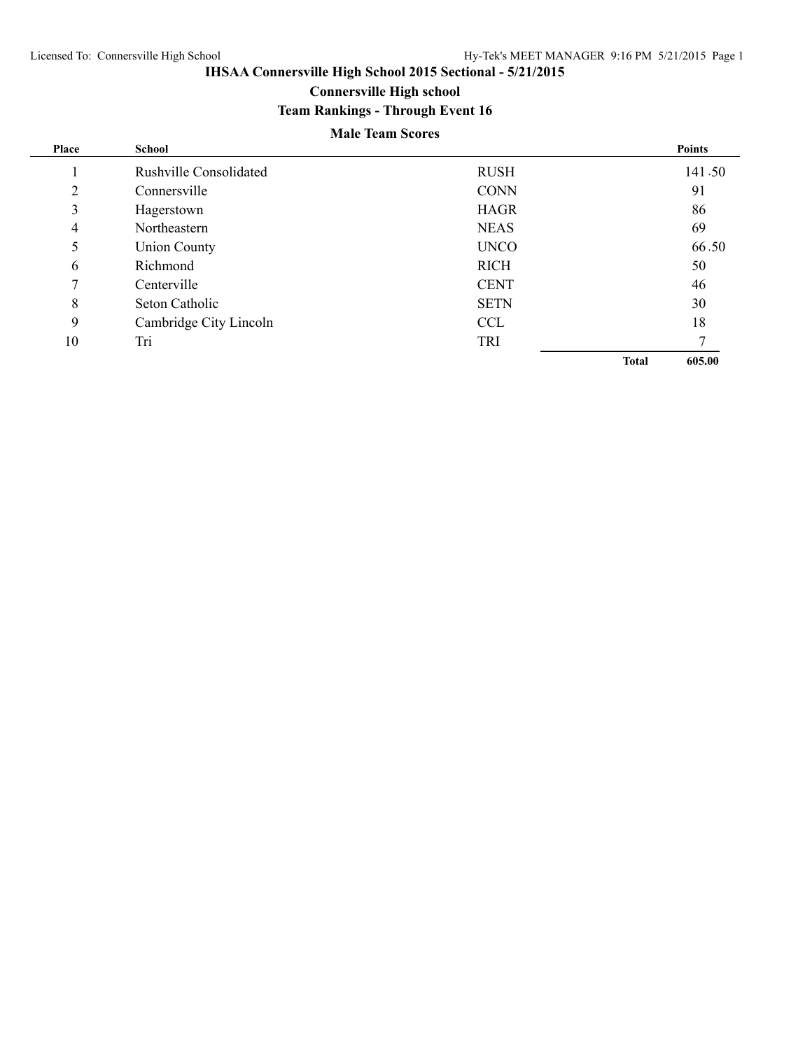Licensed To: Connersville High School

Hy-Tek's MEET MANAGER 9:16 PM 5/21/2015

## IHSAA Connersville High School 2015 Sectional - 5/21/2015

### Connersville High school

### Team Rankings - Through Event 16

#### Male Team Scores

| Place | School | | Points |
|---|---|---|---|
| 1 | Rushville Consolidated | RUSH | 141.50 |
| 2 | Connersville | CONN | 91 |
| 3 | Hagerstown | HAGR | 86 |
| 4 | Northeastern | NEAS | 69 |
| 5 | Union County | UNCO | 66.50 |
| 6 | Richmond | RICH | 50 |
| 7 | Centerville | CENT | 46 |
| 8 | Seton Catholic | SETN | 30 |
| 9 | Cambridge City Lincoln | CCL | 18 |
| 10 | Tri | TRI | 7 |
| | | **Total** | **605.00** |